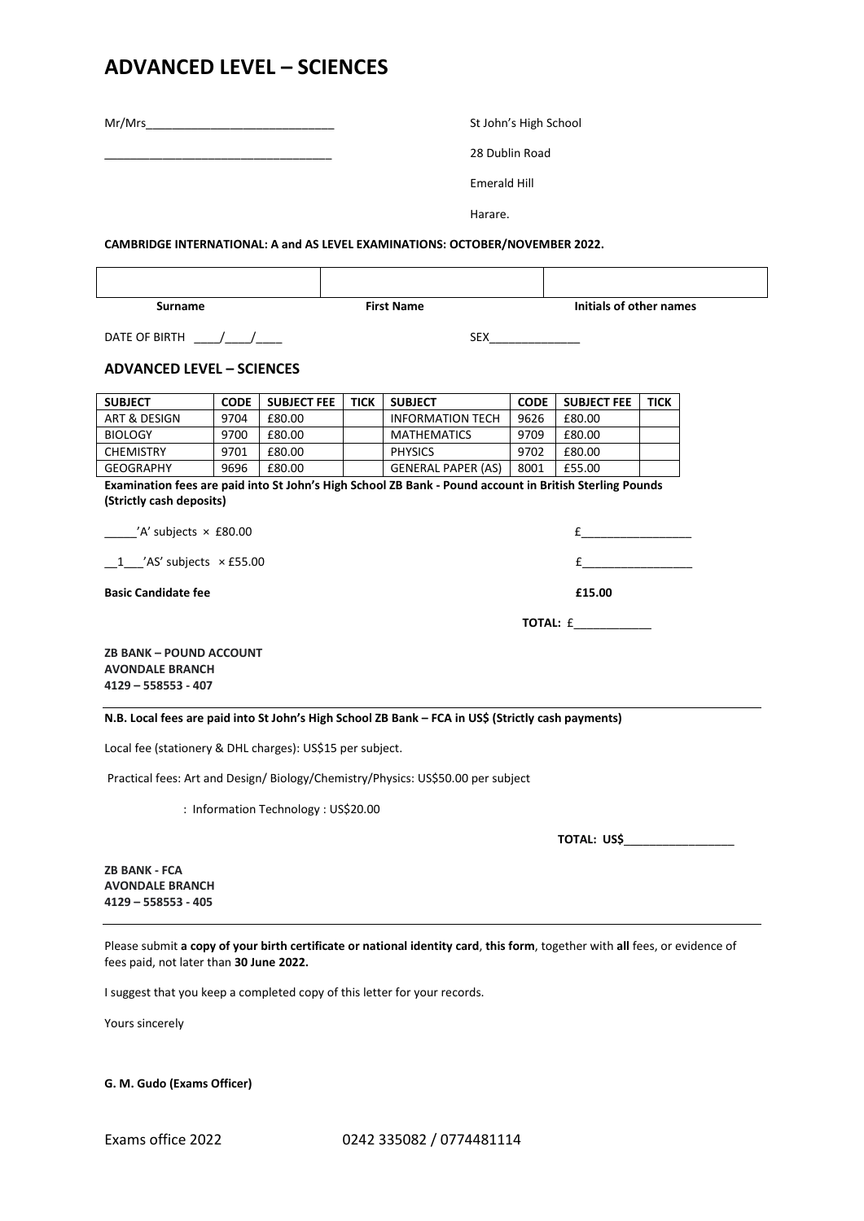# ADVANCED LEVEL – SCIENCES

Mr/Mrs______________________________

____________________________________

St John's High School

28 Dublin Road

Emerald Hill

Harare.

**CAMBRIDGE INTERNATIONAL: A and AS LEVEL EXAMINATIONS: OCTOBER/NOVEMBER 2022.**

| | | |
|---|---|---|
| | | |
| **Surname** | **First Name** | **Initials of other names** |

DATE OF BIRTH ____/____/____ SEX______________

## ADVANCED LEVEL – SCIENCES

| SUBJECT | CODE | SUBJECT FEE | TICK | SUBJECT | CODE | SUBJECT FEE | TICK |
|---|---|---|---|---|---|---|---|
| ART & DESIGN | 9704 | £80.00 | | INFORMATION TECH | 9626 | £80.00 | |
| BIOLOGY | 9700 | £80.00 | | MATHEMATICS | 9709 | £80.00 | |
| CHEMISTRY | 9701 | £80.00 | | PHYSICS | 9702 | £80.00 | |
| GEOGRAPHY | 9696 | £80.00 | | GENERAL PAPER (AS) | 8001 | £55.00 | |

**Examination fees are paid into St John's High School ZB Bank - Pound account in British Sterling Pounds (Strictly cash deposits)**

_____'A' subjects × £80.00 £_________________

__1___'AS' subjects × £55.00 £_________________

**Basic Candidate fee** **£15.00**

**TOTAL:** £____________

**ZB BANK – POUND ACCOUNT**
**AVONDALE BRANCH**
**4129 – 558553 - 407**

**N.B. Local fees are paid into St John's High School ZB Bank – FCA in US$ (Strictly cash payments)**

Local fee (stationery & DHL charges): US$15 per subject.

Practical fees: Art and Design/ Biology/Chemistry/Physics: US$50.00 per subject

: Information Technology : US$20.00

**TOTAL: US$**_________________

**ZB BANK - FCA**
**AVONDALE BRANCH**
**4129 – 558553 - 405**

Please submit **a copy of your birth certificate or national identity card**, **this form**, together with **all** fees, or evidence of fees paid, not later than **30 June 2022.**

I suggest that you keep a completed copy of this letter for your records.

Yours sincerely

**G. M. Gudo (Exams Officer)**

Exams office 2022 0242 335082 / 0774481114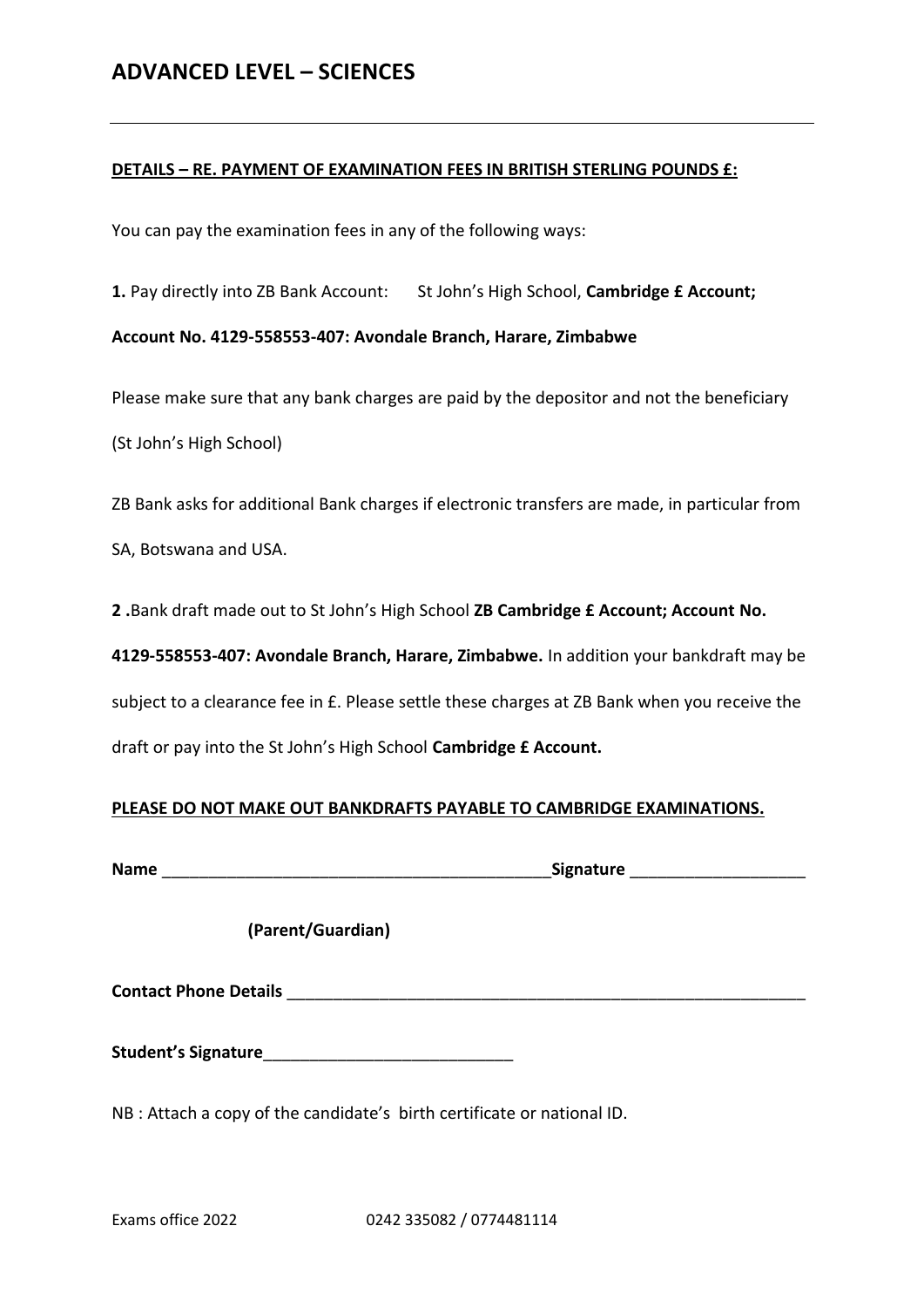# ADVANCED LEVEL – SCIENCES

---

**DETAILS – RE. PAYMENT OF EXAMINATION FEES IN BRITISH STERLING POUNDS £:**

You can pay the examination fees in any of the following ways:

**1.** Pay directly into ZB Bank Account: St John's High School, **Cambridge £ Account;**

**Account No. 4129-558553-407: Avondale Branch, Harare, Zimbabwe**

Please make sure that any bank charges are paid by the depositor and not the beneficiary (St John's High School)

ZB Bank asks for additional Bank charges if electronic transfers are made, in particular from SA, Botswana and USA.

**2 .**Bank draft made out to St John's High School **ZB Cambridge £ Account; Account No. 4129-558553-407: Avondale Branch, Harare, Zimbabwe.** In addition your bankdraft may be subject to a clearance fee in £. Please settle these charges at ZB Bank when you receive the draft or pay into the St John's High School **Cambridge £ Account.**

**PLEASE DO NOT MAKE OUT BANKDRAFTS PAYABLE TO CAMBRIDGE EXAMINATIONS.**

**Name** ___________________________________________**Signature** ___________________

**(Parent/Guardian)**

**Contact Phone Details** ___________________________________________________________

**Student's Signature**___________________________

NB : Attach a copy of the candidate's birth certificate or national ID.

Exams office 2022 0242 335082 / 0774481114